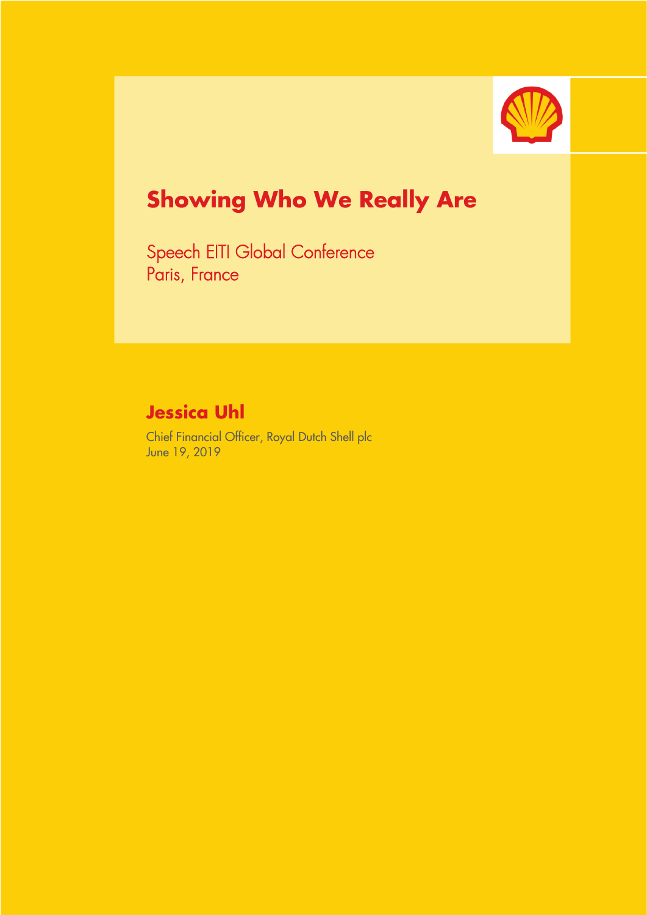# Showing Who We Really Are

Speech EITI Global Conference
Paris, France

## Jessica Uhl

Chief Financial Officer, Royal Dutch Shell plc
June 19, 2019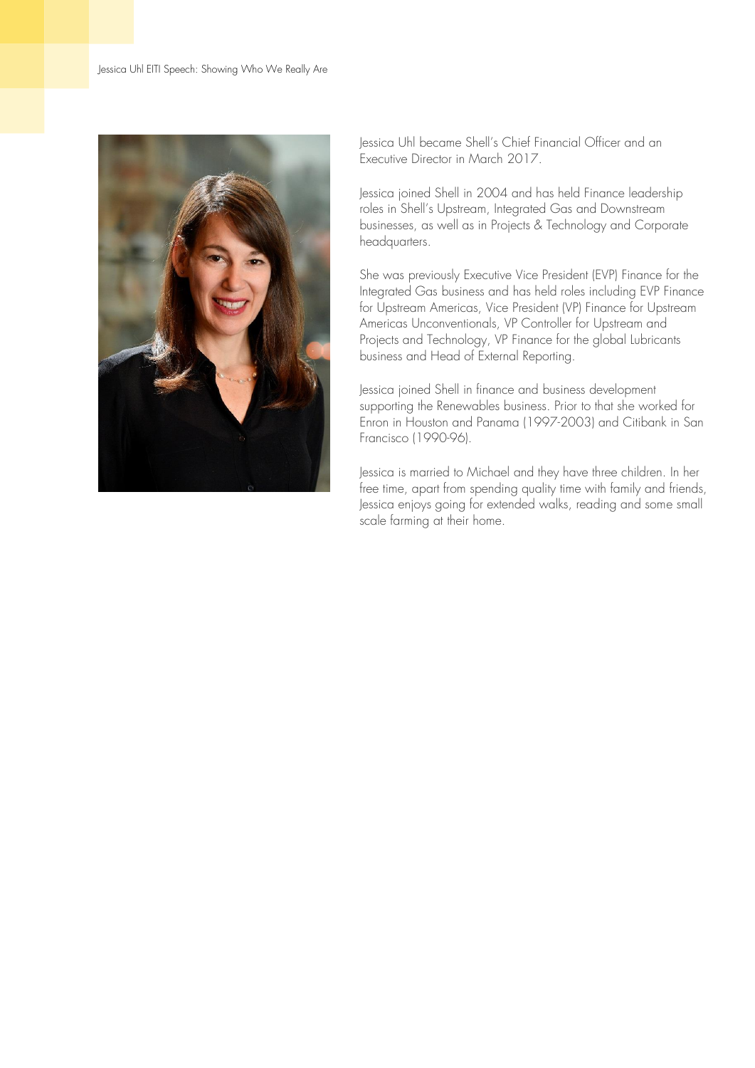Jessica Uhl became Shell's Chief Financial Officer and an Executive Director in March 2017.

Jessica joined Shell in 2004 and has held Finance leadership roles in Shell's Upstream, Integrated Gas and Downstream businesses, as well as in Projects & Technology and Corporate headquarters.

She was previously Executive Vice President (EVP) Finance for the Integrated Gas business and has held roles including EVP Finance for Upstream Americas, Vice President (VP) Finance for Upstream Americas Unconventionals, VP Controller for Upstream and Projects and Technology, VP Finance for the global Lubricants business and Head of External Reporting.

Jessica joined Shell in finance and business development supporting the Renewables business. Prior to that she worked for Enron in Houston and Panama (1997-2003) and Citibank in San Francisco (1990-96).

Jessica is married to Michael and they have three children. In her free time, apart from spending quality time with family and friends, Jessica enjoys going for extended walks, reading and some small scale farming at their home.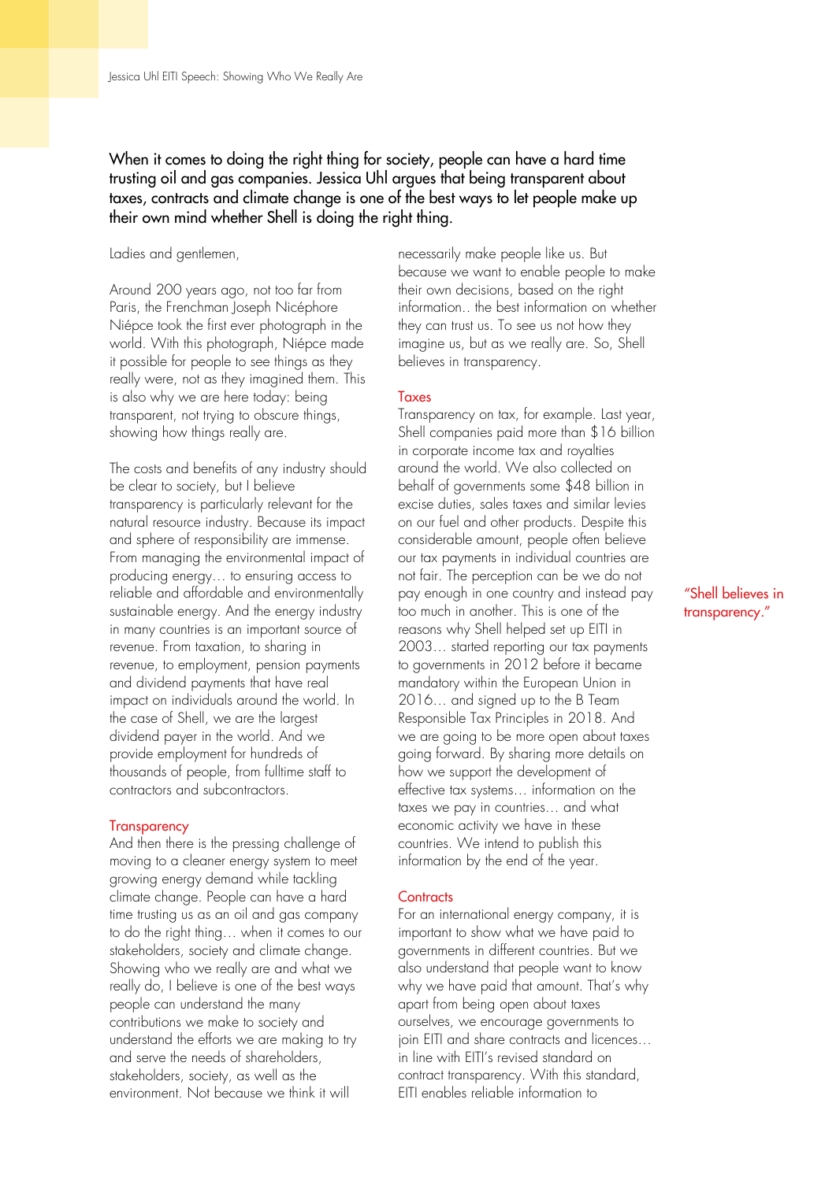When it comes to doing the right thing for society, people can have a hard time trusting oil and gas companies. Jessica Uhl argues that being transparent about taxes, contracts and climate change is one of the best ways to let people make up their own mind whether Shell is doing the right thing.

Ladies and gentlemen,

Around 200 years ago, not too far from Paris, the Frenchman Joseph Nicéphore Niépce took the first ever photograph in the world. With this photograph, Niépce made it possible for people to see things as they really were, not as they imagined them. This is also why we are here today: being transparent, not trying to obscure things, showing how things really are.

The costs and benefits of any industry should be clear to society, but I believe transparency is particularly relevant for the natural resource industry. Because its impact and sphere of responsibility are immense. From managing the environmental impact of producing energy… to ensuring access to reliable and affordable and environmentally sustainable energy. And the energy industry in many countries is an important source of revenue. From taxation, to sharing in revenue, to employment, pension payments and dividend payments that have real impact on individuals around the world. In the case of Shell, we are the largest dividend payer in the world. And we provide employment for hundreds of thousands of people, from fulltime staff to contractors and subcontractors.

## Transparency

And then there is the pressing challenge of moving to a cleaner energy system to meet growing energy demand while tackling climate change. People can have a hard time trusting us as an oil and gas company to do the right thing… when it comes to our stakeholders, society and climate change. Showing who we really are and what we really do, I believe is one of the best ways people can understand the many contributions we make to society and understand the efforts we are making to try and serve the needs of shareholders, stakeholders, society, as well as the environment. Not because we think it will necessarily make people like us. But because we want to enable people to make their own decisions, based on the right information.. the best information on whether they can trust us. To see us not how they imagine us, but as we really are. So, Shell believes in transparency.

> "Shell believes in transparency."

## Taxes

Transparency on tax, for example. Last year, Shell companies paid more than $16 billion in corporate income tax and royalties around the world. We also collected on behalf of governments some $48 billion in excise duties, sales taxes and similar levies on our fuel and other products. Despite this considerable amount, people often believe our tax payments in individual countries are not fair. The perception can be we do not pay enough in one country and instead pay too much in another. This is one of the reasons why Shell helped set up EITI in 2003… started reporting our tax payments to governments in 2012 before it became mandatory within the European Union in 2016… and signed up to the B Team Responsible Tax Principles in 2018. And we are going to be more open about taxes going forward. By sharing more details on how we support the development of effective tax systems… information on the taxes we pay in countries… and what economic activity we have in these countries. We intend to publish this information by the end of the year.

## Contracts

For an international energy company, it is important to show what we have paid to governments in different countries. But we also understand that people want to know why we have paid that amount. That's why apart from being open about taxes ourselves, we encourage governments to join EITI and share contracts and licences… in line with EITI's revised standard on contract transparency. With this standard, EITI enables reliable information to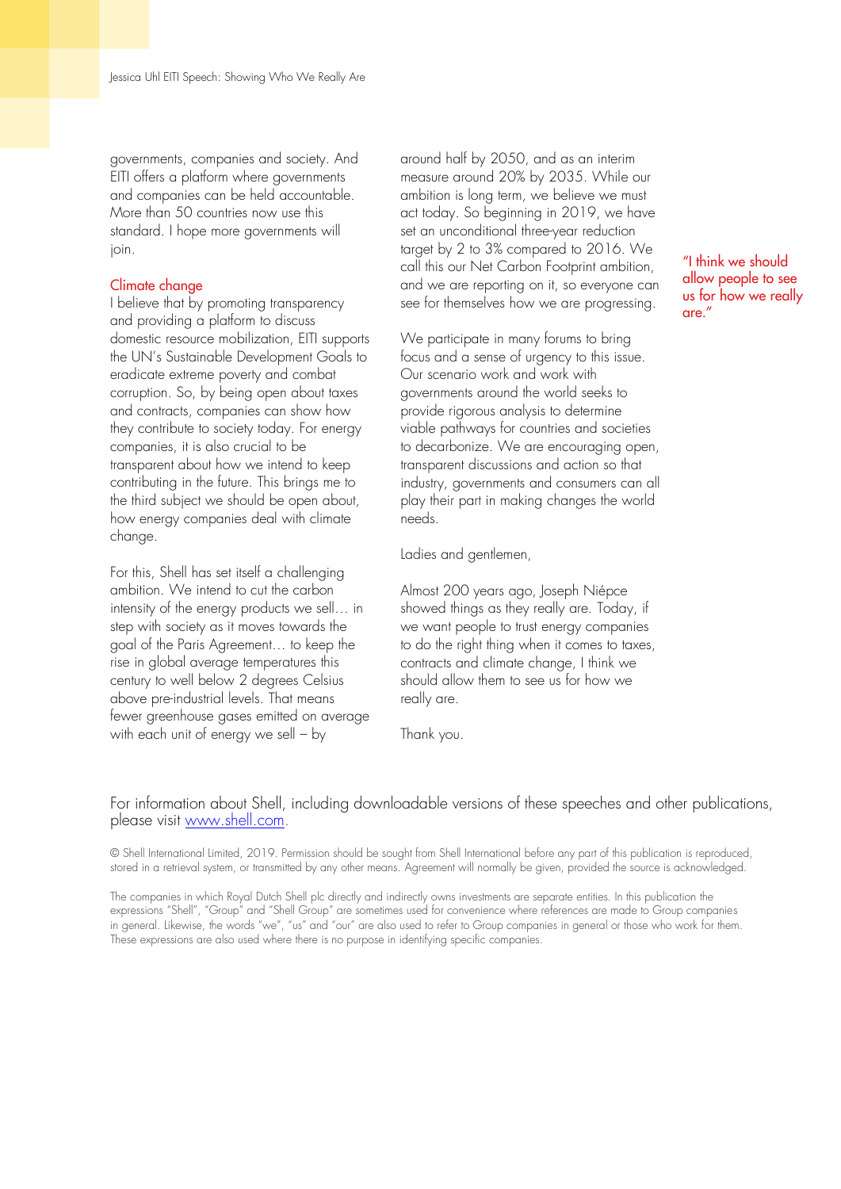governments, companies and society. And EITI offers a platform where governments and companies can be held accountable. More than 50 countries now use this standard. I hope more governments will join.

## Climate change

I believe that by promoting transparency and providing a platform to discuss domestic resource mobilization, EITI supports the UN's Sustainable Development Goals to eradicate extreme poverty and combat corruption. So, by being open about taxes and contracts, companies can show how they contribute to society today. For energy companies, it is also crucial to be transparent about how we intend to keep contributing in the future. This brings me to the third subject we should be open about, how energy companies deal with climate change.

For this, Shell has set itself a challenging ambition. We intend to cut the carbon intensity of the energy products we sell… in step with society as it moves towards the goal of the Paris Agreement… to keep the rise in global average temperatures this century to well below 2 degrees Celsius above pre-industrial levels. That means fewer greenhouse gases emitted on average with each unit of energy we sell – by around half by 2050, and as an interim measure around 20% by 2035. While our ambition is long term, we believe we must act today. So beginning in 2019, we have set an unconditional three-year reduction target by 2 to 3% compared to 2016. We call this our Net Carbon Footprint ambition, and we are reporting on it, so everyone can see for themselves how we are progressing.

"I think we should allow people to see us for how we really are."

We participate in many forums to bring focus and a sense of urgency to this issue. Our scenario work and work with governments around the world seeks to provide rigorous analysis to determine viable pathways for countries and societies to decarbonize. We are encouraging open, transparent discussions and action so that industry, governments and consumers can all play their part in making changes the world needs.

Ladies and gentlemen,

Almost 200 years ago, Joseph Niépce showed things as they really are. Today, if we want people to trust energy companies to do the right thing when it comes to taxes, contracts and climate change, I think we should allow them to see us for how we really are.

Thank you.

For information about Shell, including downloadable versions of these speeches and other publications, please visit [www.shell.com](http://www.shell.com).

© Shell International Limited, 2019. Permission should be sought from Shell International before any part of this publication is reproduced, stored in a retrieval system, or transmitted by any other means. Agreement will normally be given, provided the source is acknowledged.

The companies in which Royal Dutch Shell plc directly and indirectly owns investments are separate entities. In this publication the expressions "Shell", "Group" and "Shell Group" are sometimes used for convenience where references are made to Group companies in general. Likewise, the words "we", "us" and "our" are also used to refer to Group companies in general or those who work for them. These expressions are also used where there is no purpose in identifying specific companies.